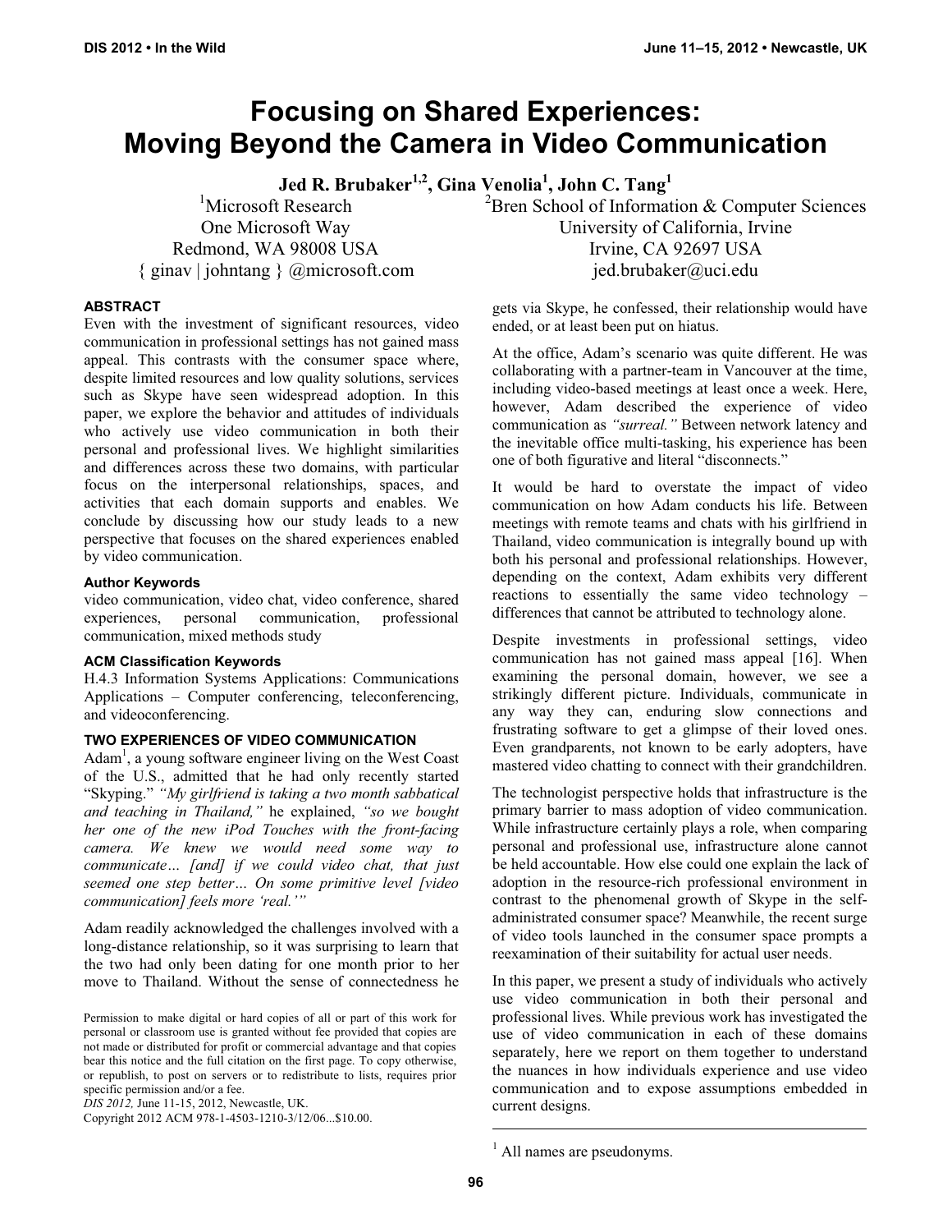# Focusing on Shared Experiences: Moving Beyond the Camera in Video Communication

**Jed R. Brubaker[1,2], Gina Venolia[1], John C. Tang[1]**

[1]Microsoft Research
One Microsoft Way
Redmond, WA 98008 USA
{ ginav | johntang } @microsoft.com

[2]Bren School of Information & Computer Sciences
University of California, Irvine
Irvine, CA 92697 USA
jed.brubaker@uci.edu

### ABSTRACT

Even with the investment of significant resources, video communication in professional settings has not gained mass appeal. This contrasts with the consumer space where, despite limited resources and low quality solutions, services such as Skype have seen widespread adoption. In this paper, we explore the behavior and attitudes of individuals who actively use video communication in both their personal and professional lives. We highlight similarities and differences across these two domains, with particular focus on the interpersonal relationships, spaces, and activities that each domain supports and enables. We conclude by discussing how our study leads to a new perspective that focuses on the shared experiences enabled by video communication.

### Author Keywords

video communication, video chat, video conference, shared experiences, personal communication, professional communication, mixed methods study

### ACM Classification Keywords

H.4.3 Information Systems Applications: Communications Applications – Computer conferencing, teleconferencing, and videoconferencing.

### TWO EXPERIENCES OF VIDEO COMMUNICATION

Adam[1], a young software engineer living on the West Coast of the U.S., admitted that he had only recently started "Skyping." *"My girlfriend is taking a two month sabbatical and teaching in Thailand,"* he explained, *"so we bought her one of the new iPod Touches with the front-facing camera. We knew we would need some way to communicate… [and] if we could video chat, that just seemed one step better… On some primitive level [video communication] feels more 'real.'"*

Adam readily acknowledged the challenges involved with a long-distance relationship, so it was surprising to learn that the two had only been dating for one month prior to her move to Thailand. Without the sense of connectedness he gets via Skype, he confessed, their relationship would have ended, or at least been put on hiatus.

At the office, Adam's scenario was quite different. He was collaborating with a partner-team in Vancouver at the time, including video-based meetings at least once a week. Here, however, Adam described the experience of video communication as *"surreal."* Between network latency and the inevitable office multi-tasking, his experience has been one of both figurative and literal "disconnects."

It would be hard to overstate the impact of video communication on how Adam conducts his life. Between meetings with remote teams and chats with his girlfriend in Thailand, video communication is integrally bound up with both his personal and professional relationships. However, depending on the context, Adam exhibits very different reactions to essentially the same video technology – differences that cannot be attributed to technology alone.

Despite investments in professional settings, video communication has not gained mass appeal [16]. When examining the personal domain, however, we see a strikingly different picture. Individuals, communicate in any way they can, enduring slow connections and frustrating software to get a glimpse of their loved ones. Even grandparents, not known to be early adopters, have mastered video chatting to connect with their grandchildren.

The technologist perspective holds that infrastructure is the primary barrier to mass adoption of video communication. While infrastructure certainly plays a role, when comparing personal and professional use, infrastructure alone cannot be held accountable. How else could one explain the lack of adoption in the resource-rich professional environment in contrast to the phenomenal growth of Skype in the self-administrated consumer space? Meanwhile, the recent surge of video tools launched in the consumer space prompts a reexamination of their suitability for actual user needs.

In this paper, we present a study of individuals who actively use video communication in both their personal and professional lives. While previous work has investigated the use of video communication in each of these domains separately, here we report on them together to understand the nuances in how individuals experience and use video communication and to expose assumptions embedded in current designs.

Permission to make digital or hard copies of all or part of this work for personal or classroom use is granted without fee provided that copies are not made or distributed for profit or commercial advantage and that copies bear this notice and the full citation on the first page. To copy otherwise, or republish, to post on servers or to redistribute to lists, requires prior specific permission and/or a fee.
*DIS 2012,* June 11-15, 2012, Newcastle, UK.
Copyright 2012 ACM 978-1-4503-1210-3/12/06...$10.00.

[1] All names are pseudonyms.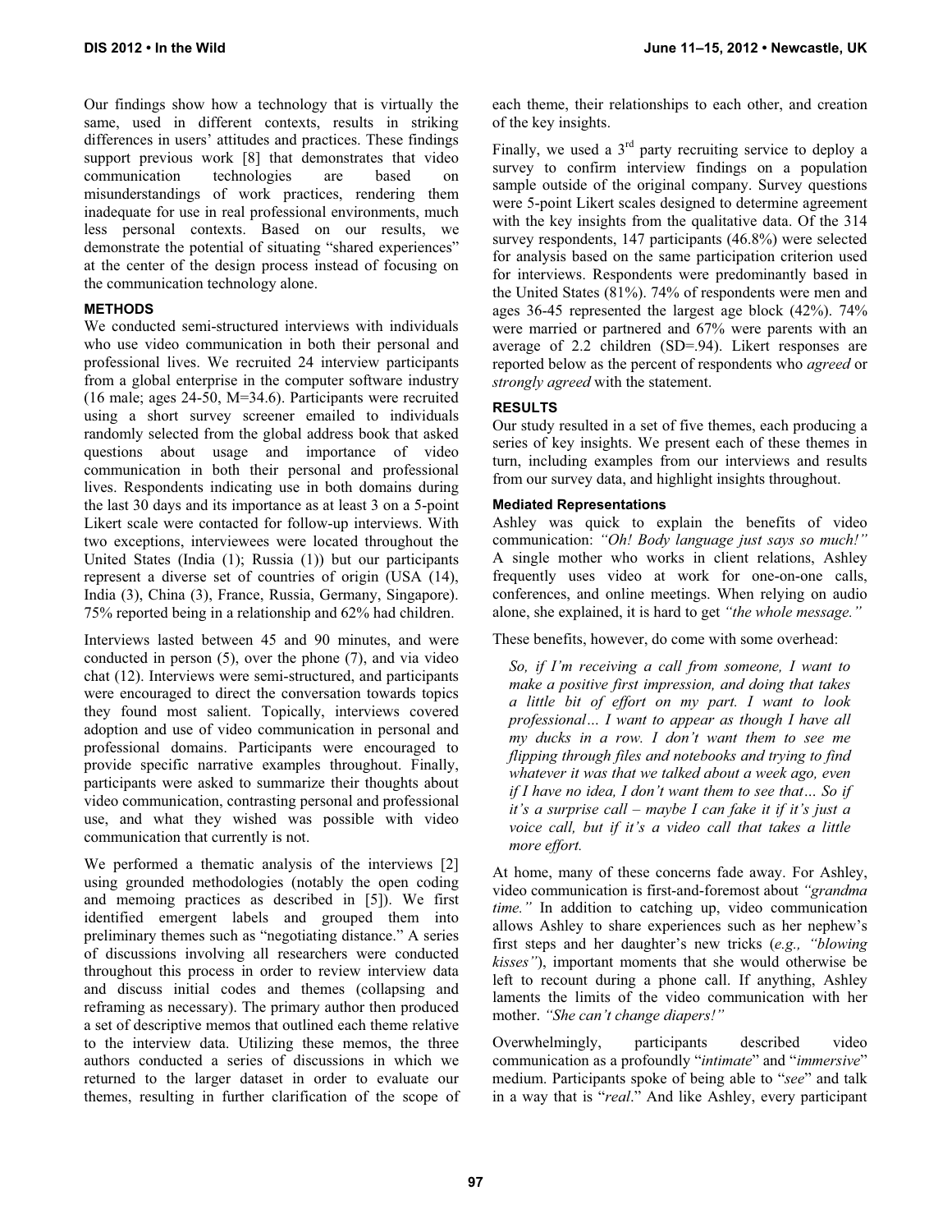Our findings show how a technology that is virtually the same, used in different contexts, results in striking differences in users' attitudes and practices. These findings support previous work [8] that demonstrates that video communication technologies are based on misunderstandings of work practices, rendering them inadequate for use in real professional environments, much less personal contexts. Based on our results, we demonstrate the potential of situating "shared experiences" at the center of the design process instead of focusing on the communication technology alone.

## METHODS

We conducted semi-structured interviews with individuals who use video communication in both their personal and professional lives. We recruited 24 interview participants from a global enterprise in the computer software industry (16 male; ages 24-50, M=34.6). Participants were recruited using a short survey screener emailed to individuals randomly selected from the global address book that asked questions about usage and importance of video communication in both their personal and professional lives. Respondents indicating use in both domains during the last 30 days and its importance as at least 3 on a 5-point Likert scale were contacted for follow-up interviews. With two exceptions, interviewees were located throughout the United States (India (1); Russia (1)) but our participants represent a diverse set of countries of origin (USA (14), India (3), China (3), France, Russia, Germany, Singapore). 75% reported being in a relationship and 62% had children.

Interviews lasted between 45 and 90 minutes, and were conducted in person (5), over the phone (7), and via video chat (12). Interviews were semi-structured, and participants were encouraged to direct the conversation towards topics they found most salient. Topically, interviews covered adoption and use of video communication in personal and professional domains. Participants were encouraged to provide specific narrative examples throughout. Finally, participants were asked to summarize their thoughts about video communication, contrasting personal and professional use, and what they wished was possible with video communication that currently is not.

We performed a thematic analysis of the interviews [2] using grounded methodologies (notably the open coding and memoing practices as described in [5]). We first identified emergent labels and grouped them into preliminary themes such as "negotiating distance." A series of discussions involving all researchers were conducted throughout this process in order to review interview data and discuss initial codes and themes (collapsing and reframing as necessary). The primary author then produced a set of descriptive memos that outlined each theme relative to the interview data. Utilizing these memos, the three authors conducted a series of discussions in which we returned to the larger dataset in order to evaluate our themes, resulting in further clarification of the scope of each theme, their relationships to each other, and creation of the key insights.

Finally, we used a 3rd party recruiting service to deploy a survey to confirm interview findings on a population sample outside of the original company. Survey questions were 5-point Likert scales designed to determine agreement with the key insights from the qualitative data. Of the 314 survey respondents, 147 participants (46.8%) were selected for analysis based on the same participation criterion used for interviews. Respondents were predominantly based in the United States (81%). 74% of respondents were men and ages 36-45 represented the largest age block (42%). 74% were married or partnered and 67% were parents with an average of 2.2 children (SD=.94). Likert responses are reported below as the percent of respondents who *agreed* or *strongly agreed* with the statement.

## RESULTS

Our study resulted in a set of five themes, each producing a series of key insights. We present each of these themes in turn, including examples from our interviews and results from our survey data, and highlight insights throughout.

### Mediated Representations

Ashley was quick to explain the benefits of video communication: *"Oh! Body language just says so much!"* A single mother who works in client relations, Ashley frequently uses video at work for one-on-one calls, conferences, and online meetings. When relying on audio alone, she explained, it is hard to get *"the whole message."*

These benefits, however, do come with some overhead:

> *So, if I'm receiving a call from someone, I want to make a positive first impression, and doing that takes a little bit of effort on my part. I want to look professional… I want to appear as though I have all my ducks in a row. I don't want them to see me flipping through files and notebooks and trying to find whatever it was that we talked about a week ago, even if I have no idea, I don't want them to see that… So if it's a surprise call – maybe I can fake it if it's just a voice call, but if it's a video call that takes a little more effort.*

At home, many of these concerns fade away. For Ashley, video communication is first-and-foremost about *"grandma time."* In addition to catching up, video communication allows Ashley to share experiences such as her nephew's first steps and her daughter's new tricks (*e.g., "blowing kisses"*), important moments that she would otherwise be left to recount during a phone call. If anything, Ashley laments the limits of the video communication with her mother. *"She can't change diapers!"*

Overwhelmingly, participants described video communication as a profoundly "*intimate*" and "*immersive*" medium. Participants spoke of being able to "*see*" and talk in a way that is "*real*." And like Ashley, every participant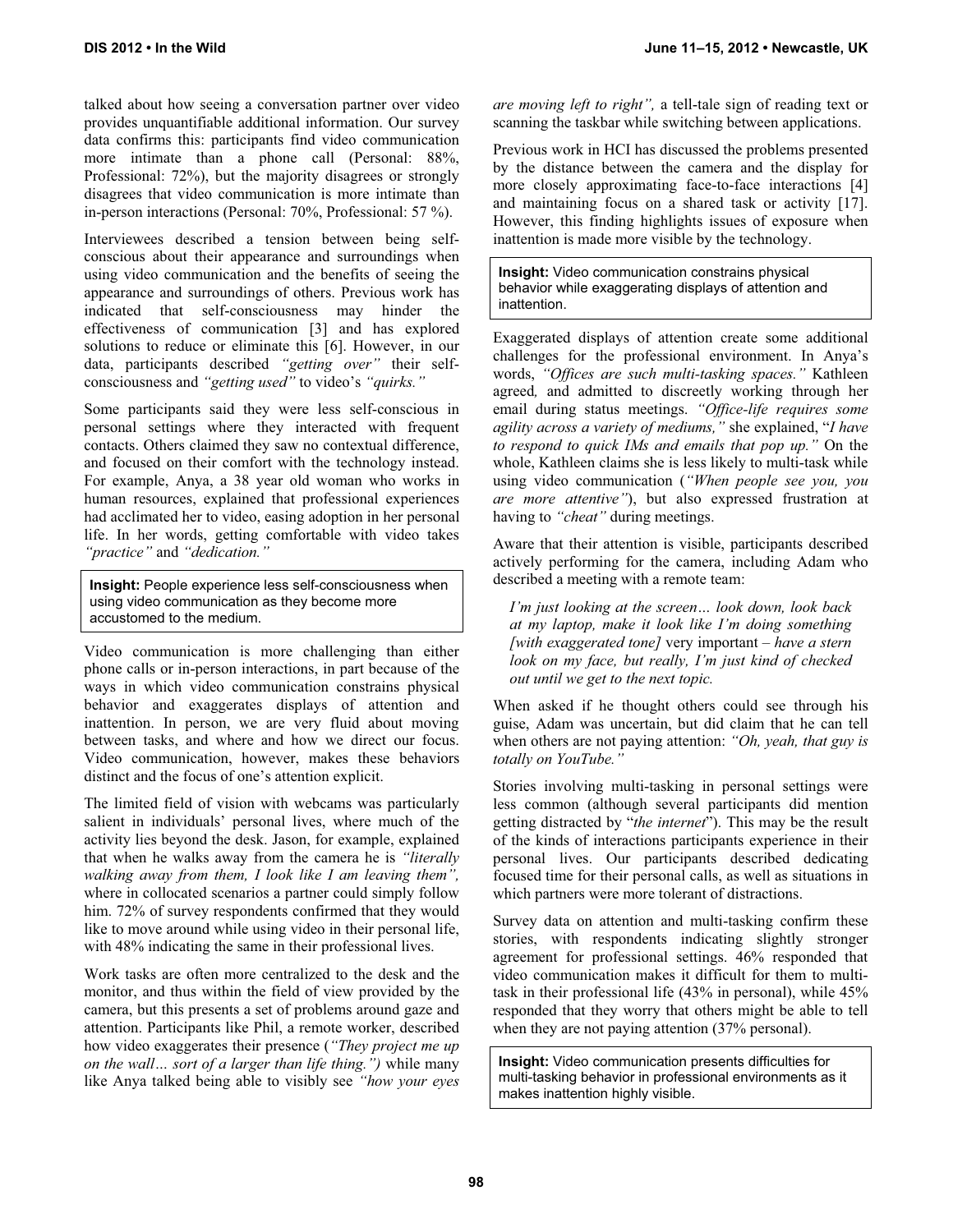talked about how seeing a conversation partner over video provides unquantifiable additional information. Our survey data confirms this: participants find video communication more intimate than a phone call (Personal: 88%, Professional: 72%), but the majority disagrees or strongly disagrees that video communication is more intimate than in-person interactions (Personal: 70%, Professional: 57 %).

Interviewees described a tension between being self-conscious about their appearance and surroundings when using video communication and the benefits of seeing the appearance and surroundings of others. Previous work has indicated that self-consciousness may hinder the effectiveness of communication [3] and has explored solutions to reduce or eliminate this [6]. However, in our data, participants described *"getting over"* their self-consciousness and *"getting used"* to video's *"quirks."*

Some participants said they were less self-conscious in personal settings where they interacted with frequent contacts. Others claimed they saw no contextual difference, and focused on their comfort with the technology instead. For example, Anya, a 38 year old woman who works in human resources, explained that professional experiences had acclimated her to video, easing adoption in her personal life. In her words, getting comfortable with video takes *"practice"* and *"dedication."*

> **Insight:** People experience less self-consciousness when using video communication as they become more accustomed to the medium.

Video communication is more challenging than either phone calls or in-person interactions, in part because of the ways in which video communication constrains physical behavior and exaggerates displays of attention and inattention. In person, we are very fluid about moving between tasks, and where and how we direct our focus. Video communication, however, makes these behaviors distinct and the focus of one's attention explicit.

The limited field of vision with webcams was particularly salient in individuals' personal lives, where much of the activity lies beyond the desk. Jason, for example, explained that when he walks away from the camera he is *"literally walking away from them, I look like I am leaving them",* where in collocated scenarios a partner could simply follow him. 72% of survey respondents confirmed that they would like to move around while using video in their personal life, with 48% indicating the same in their professional lives.

Work tasks are often more centralized to the desk and the monitor, and thus within the field of view provided by the camera, but this presents a set of problems around gaze and attention. Participants like Phil, a remote worker, described how video exaggerates their presence (*"They project me up on the wall… sort of a larger than life thing.")* while many like Anya talked being able to visibly see *"how your eyes are moving left to right",* a tell-tale sign of reading text or scanning the taskbar while switching between applications.

Previous work in HCI has discussed the problems presented by the distance between the camera and the display for more closely approximating face-to-face interactions [4] and maintaining focus on a shared task or activity [17]. However, this finding highlights issues of exposure when inattention is made more visible by the technology.

> **Insight:** Video communication constrains physical behavior while exaggerating displays of attention and inattention.

Exaggerated displays of attention create some additional challenges for the professional environment. In Anya's words, *"Offices are such multi-tasking spaces."* Kathleen agreed, and admitted to discreetly working through her email during status meetings. *"Office-life requires some agility across a variety of mediums,"* she explained, "*I have to respond to quick IMs and emails that pop up."* On the whole, Kathleen claims she is less likely to multi-task while using video communication (*"When people see you, you are more attentive"*), but also expressed frustration at having to *"cheat"* during meetings.

Aware that their attention is visible, participants described actively performing for the camera, including Adam who described a meeting with a remote team:

> *I'm just looking at the screen… look down, look back at my laptop, make it look like I'm doing something [with exaggerated tone]* very important – *have a stern look on my face, but really, I'm just kind of checked out until we get to the next topic.*

When asked if he thought others could see through his guise, Adam was uncertain, but did claim that he can tell when others are not paying attention: *"Oh, yeah, that guy is totally on YouTube."*

Stories involving multi-tasking in personal settings were less common (although several participants did mention getting distracted by "*the internet*"). This may be the result of the kinds of interactions participants experience in their personal lives. Our participants described dedicating focused time for their personal calls, as well as situations in which partners were more tolerant of distractions.

Survey data on attention and multi-tasking confirm these stories, with respondents indicating slightly stronger agreement for professional settings. 46% responded that video communication makes it difficult for them to multi-task in their professional life (43% in personal), while 45% responded that they worry that others might be able to tell when they are not paying attention (37% personal).

> **Insight:** Video communication presents difficulties for multi-tasking behavior in professional environments as it makes inattention highly visible.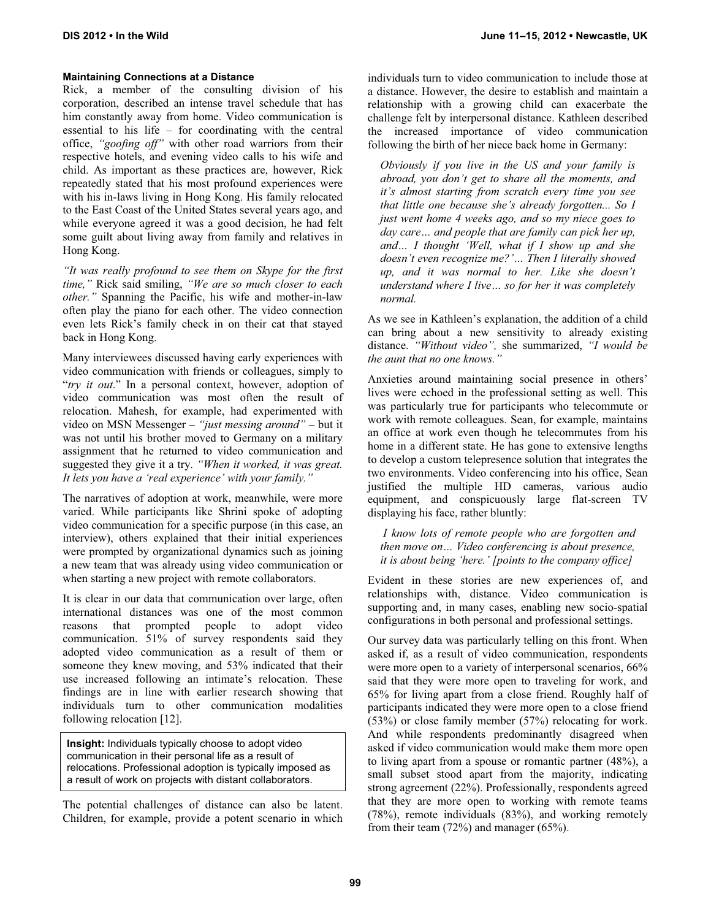#### Maintaining Connections at a Distance

Rick, a member of the consulting division of his corporation, described an intense travel schedule that has him constantly away from home. Video communication is essential to his life – for coordinating with the central office, *"goofing off"* with other road warriors from their respective hotels, and evening video calls to his wife and child. As important as these practices are, however, Rick repeatedly stated that his most profound experiences were with his in-laws living in Hong Kong. His family relocated to the East Coast of the United States several years ago, and while everyone agreed it was a good decision, he had felt some guilt about living away from family and relatives in Hong Kong.

*"It was really profound to see them on Skype for the first time,"* Rick said smiling, *"We are so much closer to each other."* Spanning the Pacific, his wife and mother-in-law often play the piano for each other. The video connection even lets Rick's family check in on their cat that stayed back in Hong Kong.

Many interviewees discussed having early experiences with video communication with friends or colleagues, simply to "*try it out*." In a personal context, however, adoption of video communication was most often the result of relocation. Mahesh, for example, had experimented with video on MSN Messenger – *"just messing around"* – but it was not until his brother moved to Germany on a military assignment that he returned to video communication and suggested they give it a try. *"When it worked, it was great. It lets you have a 'real experience' with your family."*

The narratives of adoption at work, meanwhile, were more varied. While participants like Shrini spoke of adopting video communication for a specific purpose (in this case, an interview), others explained that their initial experiences were prompted by organizational dynamics such as joining a new team that was already using video communication or when starting a new project with remote collaborators.

It is clear in our data that communication over large, often international distances was one of the most common reasons that prompted people to adopt video communication. 51% of survey respondents said they adopted video communication as a result of them or someone they knew moving, and 53% indicated that their use increased following an intimate's relocation. These findings are in line with earlier research showing that individuals turn to other communication modalities following relocation [12].

> **Insight:** Individuals typically choose to adopt video communication in their personal life as a result of relocations. Professional adoption is typically imposed as a result of work on projects with distant collaborators.

The potential challenges of distance can also be latent. Children, for example, provide a potent scenario in which individuals turn to video communication to include those at a distance. However, the desire to establish and maintain a relationship with a growing child can exacerbate the challenge felt by interpersonal distance. Kathleen described the increased importance of video communication following the birth of her niece back home in Germany:

> *Obviously if you live in the US and your family is abroad, you don't get to share all the moments, and it's almost starting from scratch every time you see that little one because she's already forgotten... So I just went home 4 weeks ago, and so my niece goes to day care… and people that are family can pick her up, and… I thought 'Well, what if I show up and she doesn't even recognize me?'… Then I literally showed up, and it was normal to her. Like she doesn't understand where I live… so for her it was completely normal.*

As we see in Kathleen's explanation, the addition of a child can bring about a new sensitivity to already existing distance. *"Without video",* she summarized, *"I would be the aunt that no one knows."*

Anxieties around maintaining social presence in others' lives were echoed in the professional setting as well. This was particularly true for participants who telecommute or work with remote colleagues. Sean, for example, maintains an office at work even though he telecommutes from his home in a different state. He has gone to extensive lengths to develop a custom telepresence solution that integrates the two environments. Video conferencing into his office, Sean justified the multiple HD cameras, various audio equipment, and conspicuously large flat-screen TV displaying his face, rather bluntly:

> *I know lots of remote people who are forgotten and then move on… Video conferencing is about presence, it is about being 'here.' [points to the company office]*

Evident in these stories are new experiences of, and relationships with, distance. Video communication is supporting and, in many cases, enabling new socio-spatial configurations in both personal and professional settings.

Our survey data was particularly telling on this front. When asked if, as a result of video communication, respondents were more open to a variety of interpersonal scenarios, 66% said that they were more open to traveling for work, and 65% for living apart from a close friend. Roughly half of participants indicated they were more open to a close friend (53%) or close family member (57%) relocating for work. And while respondents predominantly disagreed when asked if video communication would make them more open to living apart from a spouse or romantic partner (48%), a small subset stood apart from the majority, indicating strong agreement (22%). Professionally, respondents agreed that they are more open to working with remote teams (78%), remote individuals (83%), and working remotely from their team (72%) and manager (65%).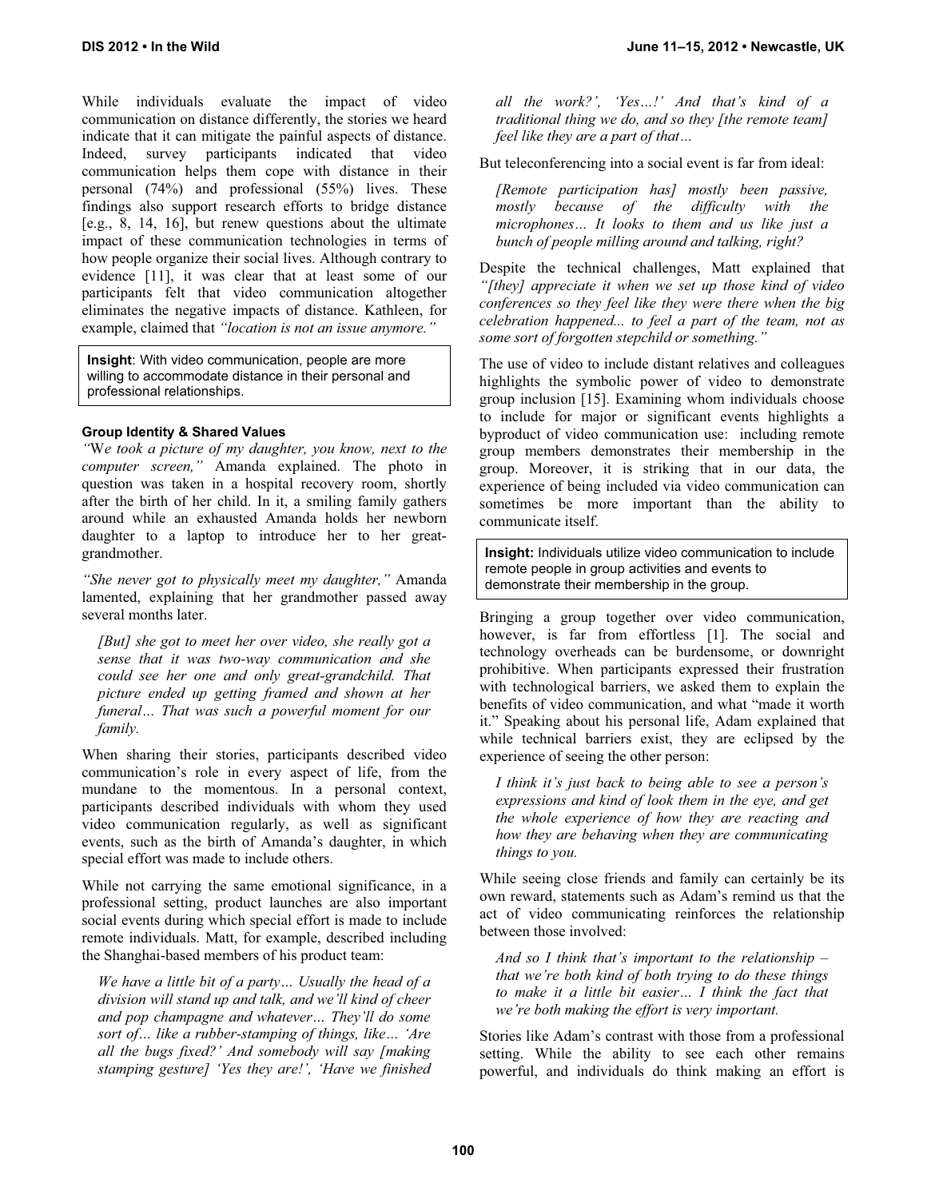While individuals evaluate the impact of video communication on distance differently, the stories we heard indicate that it can mitigate the painful aspects of distance. Indeed, survey participants indicated that video communication helps them cope with distance in their personal (74%) and professional (55%) lives. These findings also support research efforts to bridge distance [e.g., 8, 14, 16], but renew questions about the ultimate impact of these communication technologies in terms of how people organize their social lives. Although contrary to evidence [11], it was clear that at least some of our participants felt that video communication altogether eliminates the negative impacts of distance. Kathleen, for example, claimed that *"location is not an issue anymore."*

> **Insight**: With video communication, people are more willing to accommodate distance in their personal and professional relationships.

### Group Identity & Shared Values

*"We took a picture of my daughter, you know, next to the computer screen,"* Amanda explained. The photo in question was taken in a hospital recovery room, shortly after the birth of her child. In it, a smiling family gathers around while an exhausted Amanda holds her newborn daughter to a laptop to introduce her to her great-grandmother.

*"She never got to physically meet my daughter,"* Amanda lamented, explaining that her grandmother passed away several months later.

> *[But] she got to meet her over video, she really got a sense that it was two-way communication and she could see her one and only great-grandchild. That picture ended up getting framed and shown at her funeral… That was such a powerful moment for our family.*

When sharing their stories, participants described video communication's role in every aspect of life, from the mundane to the momentous. In a personal context, participants described individuals with whom they used video communication regularly, as well as significant events, such as the birth of Amanda's daughter, in which special effort was made to include others.

While not carrying the same emotional significance, in a professional setting, product launches are also important social events during which special effort is made to include remote individuals. Matt, for example, described including the Shanghai-based members of his product team:

> *We have a little bit of a party… Usually the head of a division will stand up and talk, and we'll kind of cheer and pop champagne and whatever… They'll do some sort of… like a rubber-stamping of things, like… 'Are all the bugs fixed?' And somebody will say [making stamping gesture] 'Yes they are!', 'Have we finished all the work?', 'Yes…!' And that's kind of a traditional thing we do, and so they [the remote team] feel like they are a part of that…*

But teleconferencing into a social event is far from ideal:

> *[Remote participation has] mostly been passive, mostly because of the difficulty with the microphones… It looks to them and us like just a bunch of people milling around and talking, right?*

Despite the technical challenges, Matt explained that *"[they] appreciate it when we set up those kind of video conferences so they feel like they were there when the big celebration happened... to feel a part of the team, not as some sort of forgotten stepchild or something."*

The use of video to include distant relatives and colleagues highlights the symbolic power of video to demonstrate group inclusion [15]. Examining whom individuals choose to include for major or significant events highlights a byproduct of video communication use: including remote group members demonstrates their membership in the group. Moreover, it is striking that in our data, the experience of being included via video communication can sometimes be more important than the ability to communicate itself.

> **Insight:** Individuals utilize video communication to include remote people in group activities and events to demonstrate their membership in the group.

Bringing a group together over video communication, however, is far from effortless [1]. The social and technology overheads can be burdensome, or downright prohibitive. When participants expressed their frustration with technological barriers, we asked them to explain the benefits of video communication, and what "made it worth it." Speaking about his personal life, Adam explained that while technical barriers exist, they are eclipsed by the experience of seeing the other person:

> *I think it's just back to being able to see a person's expressions and kind of look them in the eye, and get the whole experience of how they are reacting and how they are behaving when they are communicating things to you.*

While seeing close friends and family can certainly be its own reward, statements such as Adam's remind us that the act of video communicating reinforces the relationship between those involved:

> *And so I think that's important to the relationship – that we're both kind of both trying to do these things to make it a little bit easier… I think the fact that we're both making the effort is very important.*

Stories like Adam's contrast with those from a professional setting. While the ability to see each other remains powerful, and individuals do think making an effort is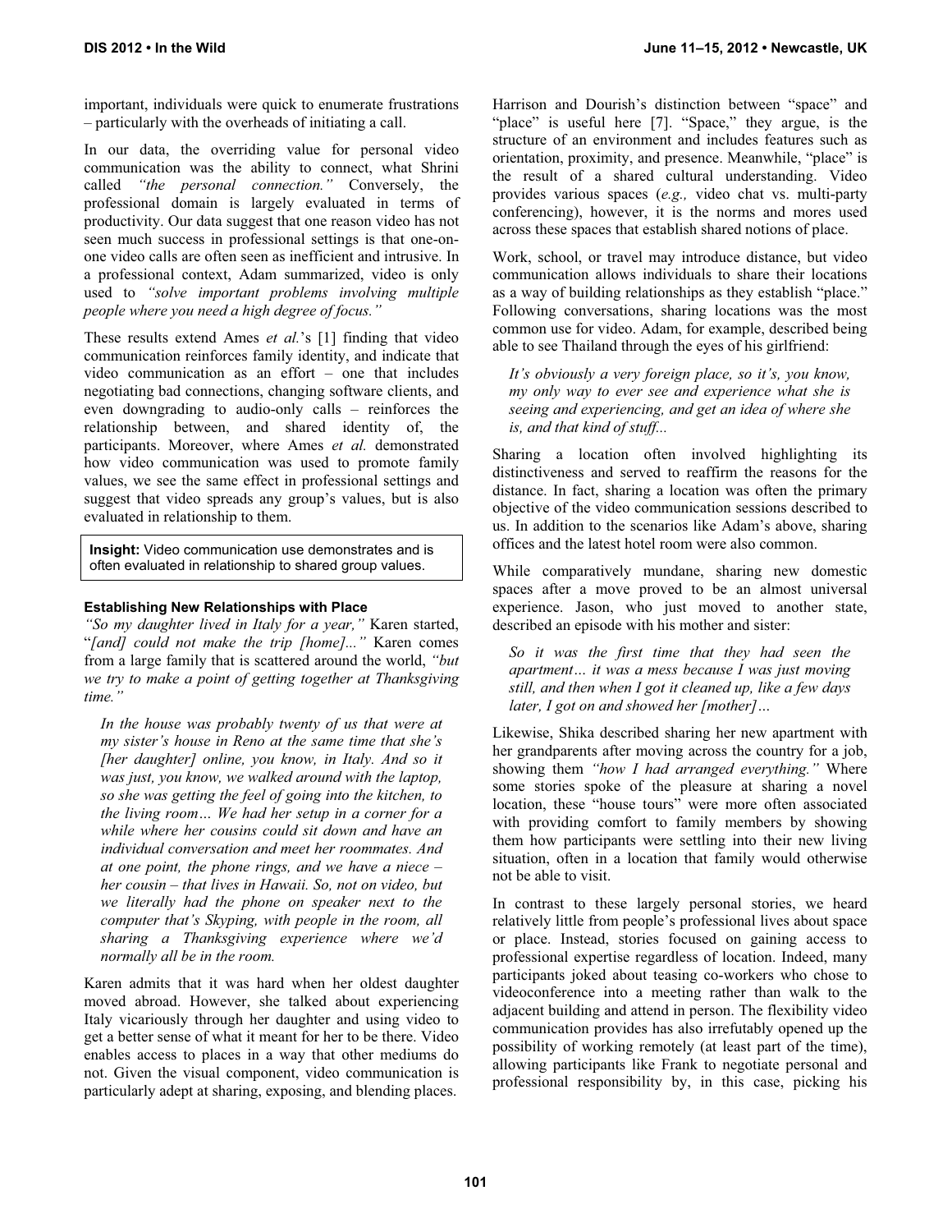important, individuals were quick to enumerate frustrations – particularly with the overheads of initiating a call.

In our data, the overriding value for personal video communication was the ability to connect, what Shrini called *"the personal connection."* Conversely, the professional domain is largely evaluated in terms of productivity. Our data suggest that one reason video has not seen much success in professional settings is that one-on-one video calls are often seen as inefficient and intrusive. In a professional context, Adam summarized, video is only used to *"solve important problems involving multiple people where you need a high degree of focus."*

These results extend Ames *et al.*'s [1] finding that video communication reinforces family identity, and indicate that video communication as an effort – one that includes negotiating bad connections, changing software clients, and even downgrading to audio-only calls – reinforces the relationship between, and shared identity of, the participants. Moreover, where Ames *et al.* demonstrated how video communication was used to promote family values, we see the same effect in professional settings and suggest that video spreads any group's values, but is also evaluated in relationship to them.

> **Insight:** Video communication use demonstrates and is often evaluated in relationship to shared group values.

### Establishing New Relationships with Place

*"So my daughter lived in Italy for a year,"* Karen started, "*[and] could not make the trip [home]..."* Karen comes from a large family that is scattered around the world, *"but we try to make a point of getting together at Thanksgiving time."*

> *In the house was probably twenty of us that were at my sister's house in Reno at the same time that she's [her daughter] online, you know, in Italy. And so it was just, you know, we walked around with the laptop, so she was getting the feel of going into the kitchen, to the living room… We had her setup in a corner for a while where her cousins could sit down and have an individual conversation and meet her roommates. And at one point, the phone rings, and we have a niece – her cousin – that lives in Hawaii. So, not on video, but we literally had the phone on speaker next to the computer that's Skyping, with people in the room, all sharing a Thanksgiving experience where we'd normally all be in the room.*

Karen admits that it was hard when her oldest daughter moved abroad. However, she talked about experiencing Italy vicariously through her daughter and using video to get a better sense of what it meant for her to be there. Video enables access to places in a way that other mediums do not. Given the visual component, video communication is particularly adept at sharing, exposing, and blending places.

Harrison and Dourish's distinction between "space" and "place" is useful here [7]. "Space," they argue, is the structure of an environment and includes features such as orientation, proximity, and presence. Meanwhile, "place" is the result of a shared cultural understanding. Video provides various spaces (*e.g.,* video chat vs. multi-party conferencing), however, it is the norms and mores used across these spaces that establish shared notions of place.

Work, school, or travel may introduce distance, but video communication allows individuals to share their locations as a way of building relationships as they establish "place." Following conversations, sharing locations was the most common use for video. Adam, for example, described being able to see Thailand through the eyes of his girlfriend:

> *It's obviously a very foreign place, so it's, you know, my only way to ever see and experience what she is seeing and experiencing, and get an idea of where she is, and that kind of stuff...*

Sharing a location often involved highlighting its distinctiveness and served to reaffirm the reasons for the distance. In fact, sharing a location was often the primary objective of the video communication sessions described to us. In addition to the scenarios like Adam's above, sharing offices and the latest hotel room were also common.

While comparatively mundane, sharing new domestic spaces after a move proved to be an almost universal experience. Jason, who just moved to another state, described an episode with his mother and sister:

> *So it was the first time that they had seen the apartment… it was a mess because I was just moving still, and then when I got it cleaned up, like a few days later, I got on and showed her [mother]…*

Likewise, Shika described sharing her new apartment with her grandparents after moving across the country for a job, showing them *"how I had arranged everything."* Where some stories spoke of the pleasure at sharing a novel location, these "house tours" were more often associated with providing comfort to family members by showing them how participants were settling into their new living situation, often in a location that family would otherwise not be able to visit.

In contrast to these largely personal stories, we heard relatively little from people's professional lives about space or place. Instead, stories focused on gaining access to professional expertise regardless of location. Indeed, many participants joked about teasing co-workers who chose to videoconference into a meeting rather than walk to the adjacent building and attend in person. The flexibility video communication provides has also irrefutably opened up the possibility of working remotely (at least part of the time), allowing participants like Frank to negotiate personal and professional responsibility by, in this case, picking his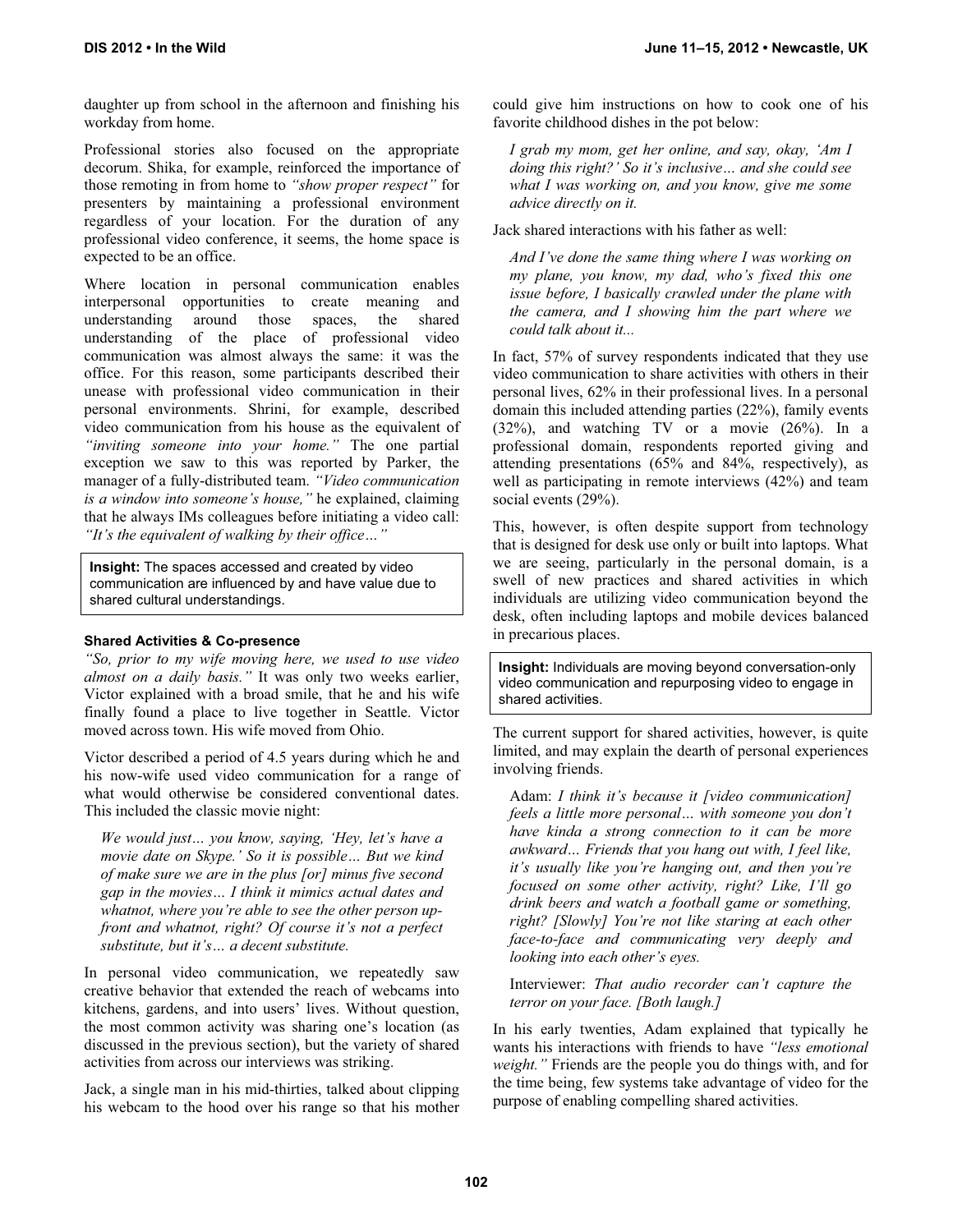daughter up from school in the afternoon and finishing his workday from home.

Professional stories also focused on the appropriate decorum. Shika, for example, reinforced the importance of those remoting in from home to *"show proper respect"* for presenters by maintaining a professional environment regardless of your location. For the duration of any professional video conference, it seems, the home space is expected to be an office.

Where location in personal communication enables interpersonal opportunities to create meaning and understanding around those spaces, the shared understanding of the place of professional video communication was almost always the same: it was the office. For this reason, some participants described their unease with professional video communication in their personal environments. Shrini, for example, described video communication from his house as the equivalent of *"inviting someone into your home."* The one partial exception we saw to this was reported by Parker, the manager of a fully-distributed team. *"Video communication is a window into someone's house,"* he explained, claiming that he always IMs colleagues before initiating a video call: *"It's the equivalent of walking by their office…"*

> **Insight:** The spaces accessed and created by video communication are influenced by and have value due to shared cultural understandings.

#### Shared Activities & Co-presence

*"So, prior to my wife moving here, we used to use video almost on a daily basis."* It was only two weeks earlier, Victor explained with a broad smile, that he and his wife finally found a place to live together in Seattle. Victor moved across town. His wife moved from Ohio.

Victor described a period of 4.5 years during which he and his now-wife used video communication for a range of what would otherwise be considered conventional dates. This included the classic movie night:

> *We would just… you know, saying, 'Hey, let's have a movie date on Skype.' So it is possible… But we kind of make sure we are in the plus [or] minus five second gap in the movies… I think it mimics actual dates and whatnot, where you're able to see the other person up-front and whatnot, right? Of course it's not a perfect substitute, but it's… a decent substitute.*

In personal video communication, we repeatedly saw creative behavior that extended the reach of webcams into kitchens, gardens, and into users' lives. Without question, the most common activity was sharing one's location (as discussed in the previous section), but the variety of shared activities from across our interviews was striking.

Jack, a single man in his mid-thirties, talked about clipping his webcam to the hood over his range so that his mother could give him instructions on how to cook one of his favorite childhood dishes in the pot below:

> *I grab my mom, get her online, and say, okay, 'Am I doing this right?' So it's inclusive… and she could see what I was working on, and you know, give me some advice directly on it.*

Jack shared interactions with his father as well:

> *And I've done the same thing where I was working on my plane, you know, my dad, who's fixed this one issue before, I basically crawled under the plane with the camera, and I showing him the part where we could talk about it...*

In fact, 57% of survey respondents indicated that they use video communication to share activities with others in their personal lives, 62% in their professional lives. In a personal domain this included attending parties (22%), family events (32%), and watching TV or a movie (26%). In a professional domain, respondents reported giving and attending presentations (65% and 84%, respectively), as well as participating in remote interviews (42%) and team social events (29%).

This, however, is often despite support from technology that is designed for desk use only or built into laptops. What we are seeing, particularly in the personal domain, is a swell of new practices and shared activities in which individuals are utilizing video communication beyond the desk, often including laptops and mobile devices balanced in precarious places.

> **Insight:** Individuals are moving beyond conversation-only video communication and repurposing video to engage in shared activities.

The current support for shared activities, however, is quite limited, and may explain the dearth of personal experiences involving friends.

> Adam: *I think it's because it [video communication] feels a little more personal… with someone you don't have kinda a strong connection to it can be more awkward… Friends that you hang out with, I feel like, it's usually like you're hanging out, and then you're focused on some other activity, right? Like, I'll go drink beers and watch a football game or something, right? [Slowly] You're not like staring at each other face-to-face and communicating very deeply and looking into each other's eyes.*
>
> Interviewer: *That audio recorder can't capture the terror on your face. [Both laugh.]*

In his early twenties, Adam explained that typically he wants his interactions with friends to have *"less emotional weight."* Friends are the people you do things with, and for the time being, few systems take advantage of video for the purpose of enabling compelling shared activities.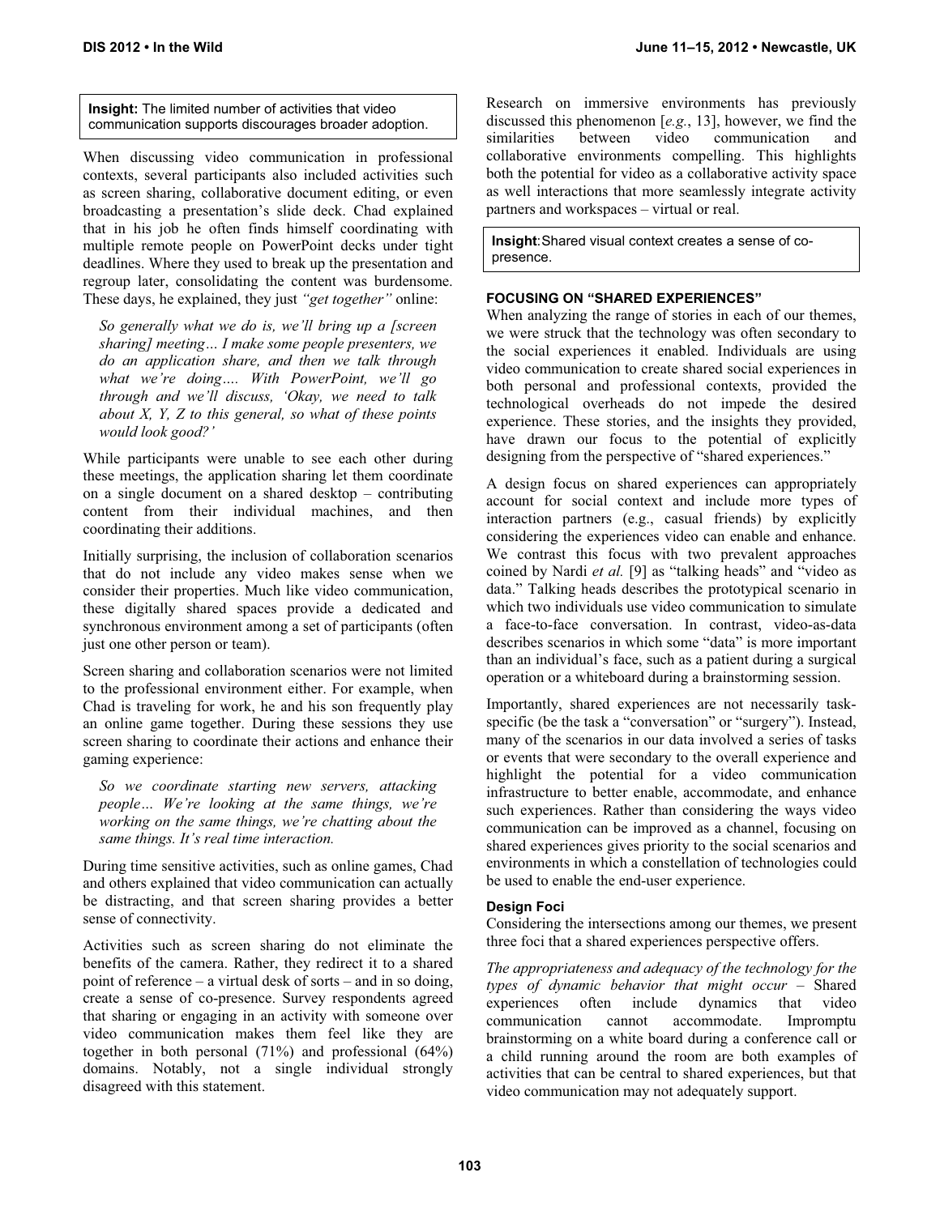**Insight:** The limited number of activities that video communication supports discourages broader adoption.

When discussing video communication in professional contexts, several participants also included activities such as screen sharing, collaborative document editing, or even broadcasting a presentation's slide deck. Chad explained that in his job he often finds himself coordinating with multiple remote people on PowerPoint decks under tight deadlines. Where they used to break up the presentation and regroup later, consolidating the content was burdensome. These days, he explained, they just *"get together"* online:

> *So generally what we do is, we'll bring up a [screen sharing] meeting… I make some people presenters, we do an application share, and then we talk through what we're doing…. With PowerPoint, we'll go through and we'll discuss, 'Okay, we need to talk about X, Y, Z to this general, so what of these points would look good?'*

While participants were unable to see each other during these meetings, the application sharing let them coordinate on a single document on a shared desktop – contributing content from their individual machines, and then coordinating their additions.

Initially surprising, the inclusion of collaboration scenarios that do not include any video makes sense when we consider their properties. Much like video communication, these digitally shared spaces provide a dedicated and synchronous environment among a set of participants (often just one other person or team).

Screen sharing and collaboration scenarios were not limited to the professional environment either. For example, when Chad is traveling for work, he and his son frequently play an online game together. During these sessions they use screen sharing to coordinate their actions and enhance their gaming experience:

> *So we coordinate starting new servers, attacking people… We're looking at the same things, we're working on the same things, we're chatting about the same things. It's real time interaction.*

During time sensitive activities, such as online games, Chad and others explained that video communication can actually be distracting, and that screen sharing provides a better sense of connectivity.

Activities such as screen sharing do not eliminate the benefits of the camera. Rather, they redirect it to a shared point of reference – a virtual desk of sorts – and in so doing, create a sense of co-presence. Survey respondents agreed that sharing or engaging in an activity with someone over video communication makes them feel like they are together in both personal (71%) and professional (64%) domains. Notably, not a single individual strongly disagreed with this statement.

Research on immersive environments has previously discussed this phenomenon [*e.g.*, 13], however, we find the similarities between video communication and collaborative environments compelling. This highlights both the potential for video as a collaborative activity space as well interactions that more seamlessly integrate activity partners and workspaces – virtual or real.

**Insight**: Shared visual context creates a sense of co-presence.

### FOCUSING ON "SHARED EXPERIENCES"

When analyzing the range of stories in each of our themes, we were struck that the technology was often secondary to the social experiences it enabled. Individuals are using video communication to create shared social experiences in both personal and professional contexts, provided the technological overheads do not impede the desired experience. These stories, and the insights they provided, have drawn our focus to the potential of explicitly designing from the perspective of "shared experiences."

A design focus on shared experiences can appropriately account for social context and include more types of interaction partners (e.g., casual friends) by explicitly considering the experiences video can enable and enhance. We contrast this focus with two prevalent approaches coined by Nardi *et al.* [9] as "talking heads" and "video as data." Talking heads describes the prototypical scenario in which two individuals use video communication to simulate a face-to-face conversation. In contrast, video-as-data describes scenarios in which some "data" is more important than an individual's face, such as a patient during a surgical operation or a whiteboard during a brainstorming session.

Importantly, shared experiences are not necessarily task-specific (be the task a "conversation" or "surgery"). Instead, many of the scenarios in our data involved a series of tasks or events that were secondary to the overall experience and highlight the potential for a video communication infrastructure to better enable, accommodate, and enhance such experiences. Rather than considering the ways video communication can be improved as a channel, focusing on shared experiences gives priority to the social scenarios and environments in which a constellation of technologies could be used to enable the end-user experience.

#### Design Foci

Considering the intersections among our themes, we present three foci that a shared experiences perspective offers.

*The appropriateness and adequacy of the technology for the types of dynamic behavior that might occur* – Shared experiences often include dynamics that video communication cannot accommodate. Impromptu brainstorming on a white board during a conference call or a child running around the room are both examples of activities that can be central to shared experiences, but that video communication may not adequately support.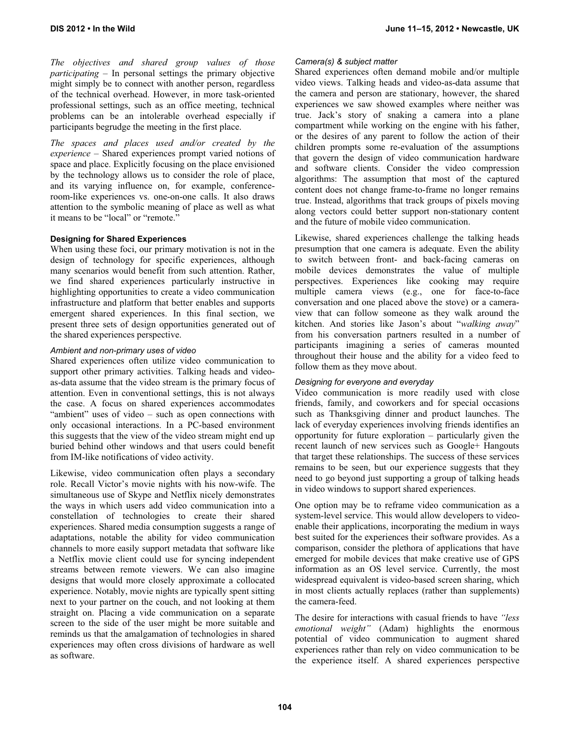*The objectives and shared group values of those participating* – In personal settings the primary objective might simply be to connect with another person, regardless of the technical overhead. However, in more task-oriented professional settings, such as an office meeting, technical problems can be an intolerable overhead especially if participants begrudge the meeting in the first place.

*The spaces and places used and/or created by the experience* – Shared experiences prompt varied notions of space and place. Explicitly focusing on the place envisioned by the technology allows us to consider the role of place, and its varying influence on, for example, conference-room-like experiences vs. one-on-one calls. It also draws attention to the symbolic meaning of place as well as what it means to be "local" or "remote."

### Designing for Shared Experiences

When using these foci, our primary motivation is not in the design of technology for specific experiences, although many scenarios would benefit from such attention. Rather, we find shared experiences particularly instructive in highlighting opportunities to create a video communication infrastructure and platform that better enables and supports emergent shared experiences. In this final section, we present three sets of design opportunities generated out of the shared experiences perspective.

#### *Ambient and non-primary uses of video*

Shared experiences often utilize video communication to support other primary activities. Talking heads and video-as-data assume that the video stream is the primary focus of attention. Even in conventional settings, this is not always the case. A focus on shared experiences accommodates "ambient" uses of video – such as open connections with only occasional interactions. In a PC-based environment this suggests that the view of the video stream might end up buried behind other windows and that users could benefit from IM-like notifications of video activity.

Likewise, video communication often plays a secondary role. Recall Victor's movie nights with his now-wife. The simultaneous use of Skype and Netflix nicely demonstrates the ways in which users add video communication into a constellation of technologies to create their shared experiences. Shared media consumption suggests a range of adaptations, notable the ability for video communication channels to more easily support metadata that software like a Netflix movie client could use for syncing independent streams between remote viewers. We can also imagine designs that would more closely approximate a collocated experience. Notably, movie nights are typically spent sitting next to your partner on the couch, and not looking at them straight on. Placing a vide communication on a separate screen to the side of the user might be more suitable and reminds us that the amalgamation of technologies in shared experiences may often cross divisions of hardware as well as software.

#### *Camera(s) & subject matter*

Shared experiences often demand mobile and/or multiple video views. Talking heads and video-as-data assume that the camera and person are stationary, however, the shared experiences we saw showed examples where neither was true. Jack's story of snaking a camera into a plane compartment while working on the engine with his father, or the desires of any parent to follow the action of their children prompts some re-evaluation of the assumptions that govern the design of video communication hardware and software clients. Consider the video compression algorithms: The assumption that most of the captured content does not change frame-to-frame no longer remains true. Instead, algorithms that track groups of pixels moving along vectors could better support non-stationary content and the future of mobile video communication.

Likewise, shared experiences challenge the talking heads presumption that one camera is adequate. Even the ability to switch between front- and back-facing cameras on mobile devices demonstrates the value of multiple perspectives. Experiences like cooking may require multiple camera views (e.g., one for face-to-face conversation and one placed above the stove) or a camera-view that can follow someone as they walk around the kitchen. And stories like Jason's about "*walking away*" from his conversation partners resulted in a number of participants imagining a series of cameras mounted throughout their house and the ability for a video feed to follow them as they move about.

#### *Designing for everyone and everyday*

Video communication is more readily used with close friends, family, and coworkers and for special occasions such as Thanksgiving dinner and product launches. The lack of everyday experiences involving friends identifies an opportunity for future exploration – particularly given the recent launch of new services such as Google+ Hangouts that target these relationships. The success of these services remains to be seen, but our experience suggests that they need to go beyond just supporting a group of talking heads in video windows to support shared experiences.

One option may be to reframe video communication as a system-level service. This would allow developers to video-enable their applications, incorporating the medium in ways best suited for the experiences their software provides. As a comparison, consider the plethora of applications that have emerged for mobile devices that make creative use of GPS information as an OS level service. Currently, the most widespread equivalent is video-based screen sharing, which in most clients actually replaces (rather than supplements) the camera-feed.

The desire for interactions with casual friends to have *"less emotional weight"* (Adam) highlights the enormous potential of video communication to augment shared experiences rather than rely on video communication to be the experience itself. A shared experiences perspective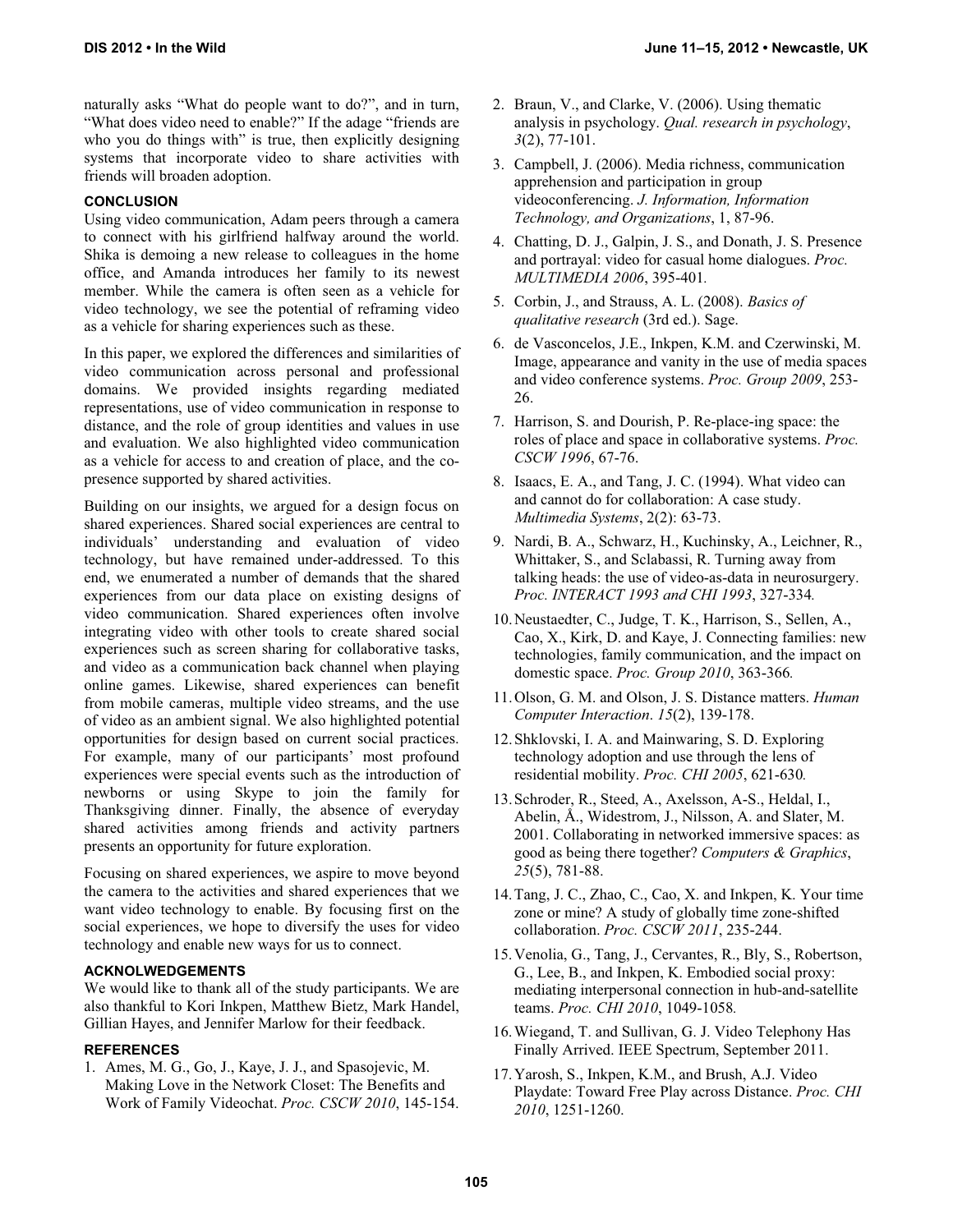naturally asks "What do people want to do?", and in turn, "What does video need to enable?" If the adage "friends are who you do things with" is true, then explicitly designing systems that incorporate video to share activities with friends will broaden adoption.

## CONCLUSION

Using video communication, Adam peers through a camera to connect with his girlfriend halfway around the world. Shika is demoing a new release to colleagues in the home office, and Amanda introduces her family to its newest member. While the camera is often seen as a vehicle for video technology, we see the potential of reframing video as a vehicle for sharing experiences such as these.

In this paper, we explored the differences and similarities of video communication across personal and professional domains. We provided insights regarding mediated representations, use of video communication in response to distance, and the role of group identities and values in use and evaluation. We also highlighted video communication as a vehicle for access to and creation of place, and the co-presence supported by shared activities.

Building on our insights, we argued for a design focus on shared experiences. Shared social experiences are central to individuals' understanding and evaluation of video technology, but have remained under-addressed. To this end, we enumerated a number of demands that the shared experiences from our data place on existing designs of video communication. Shared experiences often involve integrating video with other tools to create shared social experiences such as screen sharing for collaborative tasks, and video as a communication back channel when playing online games. Likewise, shared experiences can benefit from mobile cameras, multiple video streams, and the use of video as an ambient signal. We also highlighted potential opportunities for design based on current social practices. For example, many of our participants' most profound experiences were special events such as the introduction of newborns or using Skype to join the family for Thanksgiving dinner. Finally, the absence of everyday shared activities among friends and activity partners presents an opportunity for future exploration.

Focusing on shared experiences, we aspire to move beyond the camera to the activities and shared experiences that we want video technology to enable. By focusing first on the social experiences, we hope to diversify the uses for video technology and enable new ways for us to connect.

## ACKNOLWEDGEMENTS

We would like to thank all of the study participants. We are also thankful to Kori Inkpen, Matthew Bietz, Mark Handel, Gillian Hayes, and Jennifer Marlow for their feedback.

## REFERENCES

1. Ames, M. G., Go, J., Kaye, J. J., and Spasojevic, M. Making Love in the Network Closet: The Benefits and Work of Family Videochat. *Proc. CSCW 2010*, 145-154.
2. Braun, V., and Clarke, V. (2006). Using thematic analysis in psychology. *Qual. research in psychology*, *3*(2), 77-101.
3. Campbell, J. (2006). Media richness, communication apprehension and participation in group videoconferencing. *J. Information, Information Technology, and Organizations*, 1, 87-96.
4. Chatting, D. J., Galpin, J. S., and Donath, J. S. Presence and portrayal: video for casual home dialogues. *Proc. MULTIMEDIA 2006*, 395-401.
5. Corbin, J., and Strauss, A. L. (2008). *Basics of qualitative research* (3rd ed.). Sage.
6. de Vasconcelos, J.E., Inkpen, K.M. and Czerwinski, M. Image, appearance and vanity in the use of media spaces and video conference systems. *Proc. Group 2009*, 253-26.
7. Harrison, S. and Dourish, P. Re-place-ing space: the roles of place and space in collaborative systems. *Proc. CSCW 1996*, 67-76.
8. Isaacs, E. A., and Tang, J. C. (1994). What video can and cannot do for collaboration: A case study. *Multimedia Systems*, 2(2): 63-73.
9. Nardi, B. A., Schwarz, H., Kuchinsky, A., Leichner, R., Whittaker, S., and Sclabassi, R. Turning away from talking heads: the use of video-as-data in neurosurgery. *Proc. INTERACT 1993 and CHI 1993*, 327-334.
10. Neustaedter, C., Judge, T. K., Harrison, S., Sellen, A., Cao, X., Kirk, D. and Kaye, J. Connecting families: new technologies, family communication, and the impact on domestic space. *Proc. Group 2010*, 363-366.
11. Olson, G. M. and Olson, J. S. Distance matters. *Human Computer Interaction*. *15*(2), 139-178.
12. Shklovski, I. A. and Mainwaring, S. D. Exploring technology adoption and use through the lens of residential mobility. *Proc. CHI 2005*, 621-630.
13. Schroder, R., Steed, A., Axelsson, A-S., Heldal, I., Abelin, Å., Widestrom, J., Nilsson, A. and Slater, M. 2001. Collaborating in networked immersive spaces: as good as being there together? *Computers & Graphics*, *25*(5), 781-88.
14. Tang, J. C., Zhao, C., Cao, X. and Inkpen, K. Your time zone or mine? A study of globally time zone-shifted collaboration. *Proc. CSCW 2011*, 235-244.
15. Venolia, G., Tang, J., Cervantes, R., Bly, S., Robertson, G., Lee, B., and Inkpen, K. Embodied social proxy: mediating interpersonal connection in hub-and-satellite teams. *Proc. CHI 2010*, 1049-1058.
16. Wiegand, T. and Sullivan, G. J. Video Telephony Has Finally Arrived. IEEE Spectrum, September 2011.
17. Yarosh, S., Inkpen, K.M., and Brush, A.J. Video Playdate: Toward Free Play across Distance. *Proc. CHI 2010*, 1251-1260.